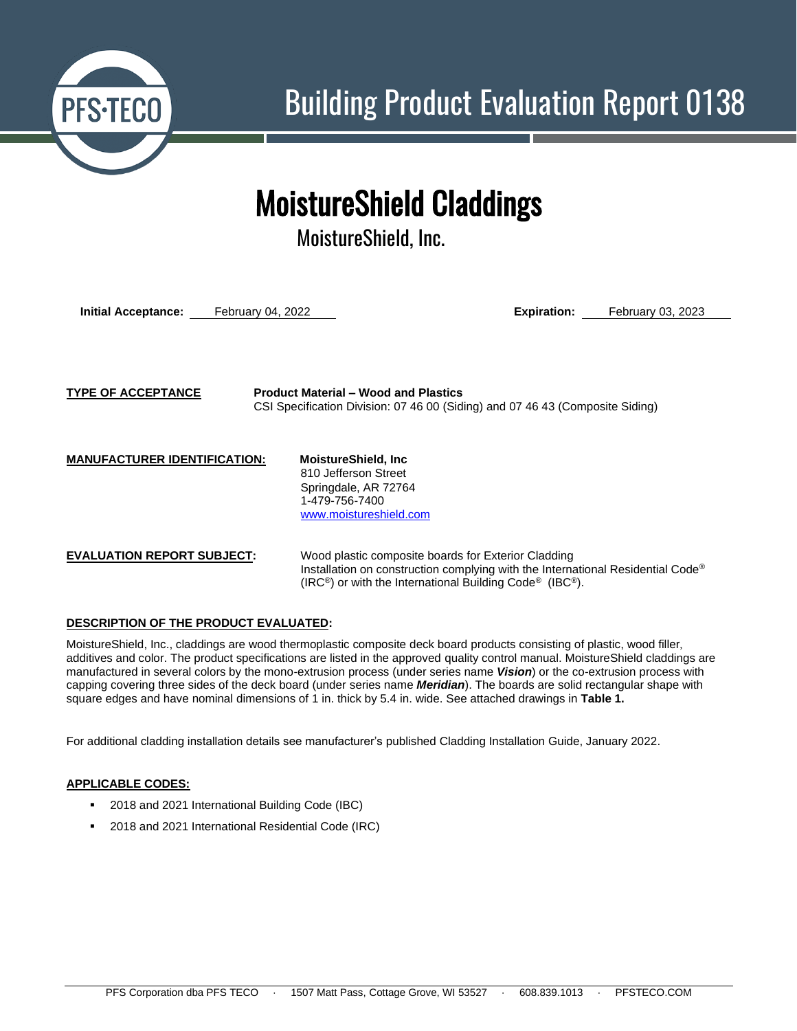# Building Product Evaluation Report 0138

# MoistureShield Claddings

## MoistureShield, Inc.

**Initial Acceptance:** February 04, 2022 **Expiration:** February 03, 2023

**TYPE OF ACCEPTANCE** **Product Material – Wood and Plastics**
CSI Specification Division: 07 46 00 (Siding) and 07 46 43 (Composite Siding)

**MANUFACTURER IDENTIFICATION:** **MoistureShield, Inc**
810 Jefferson Street
Springdale, AR 72764
1-479-756-7400
[www.moistureshield.com](http://www.moistureshield.com)

**EVALUATION REPORT SUBJECT:** Wood plastic composite boards for Exterior Cladding
Installation on construction complying with the International Residential Code® (IRC®) or with the International Building Code® (IBC®).

**DESCRIPTION OF THE PRODUCT EVALUATED:**

MoistureShield, Inc., claddings are wood thermoplastic composite deck board products consisting of plastic, wood filler, additives and color. The product specifications are listed in the approved quality control manual. MoistureShield claddings are manufactured in several colors by the mono-extrusion process (under series name ***Vision***) or the co-extrusion process with capping covering three sides of the deck board (under series name ***Meridian***). The boards are solid rectangular shape with square edges and have nominal dimensions of 1 in. thick by 5.4 in. wide. See attached drawings in **Table 1.**

For additional cladding installation details see manufacturer's published Cladding Installation Guide, January 2022.

**APPLICABLE CODES:**

- 2018 and 2021 International Building Code (IBC)
- 2018 and 2021 International Residential Code (IRC)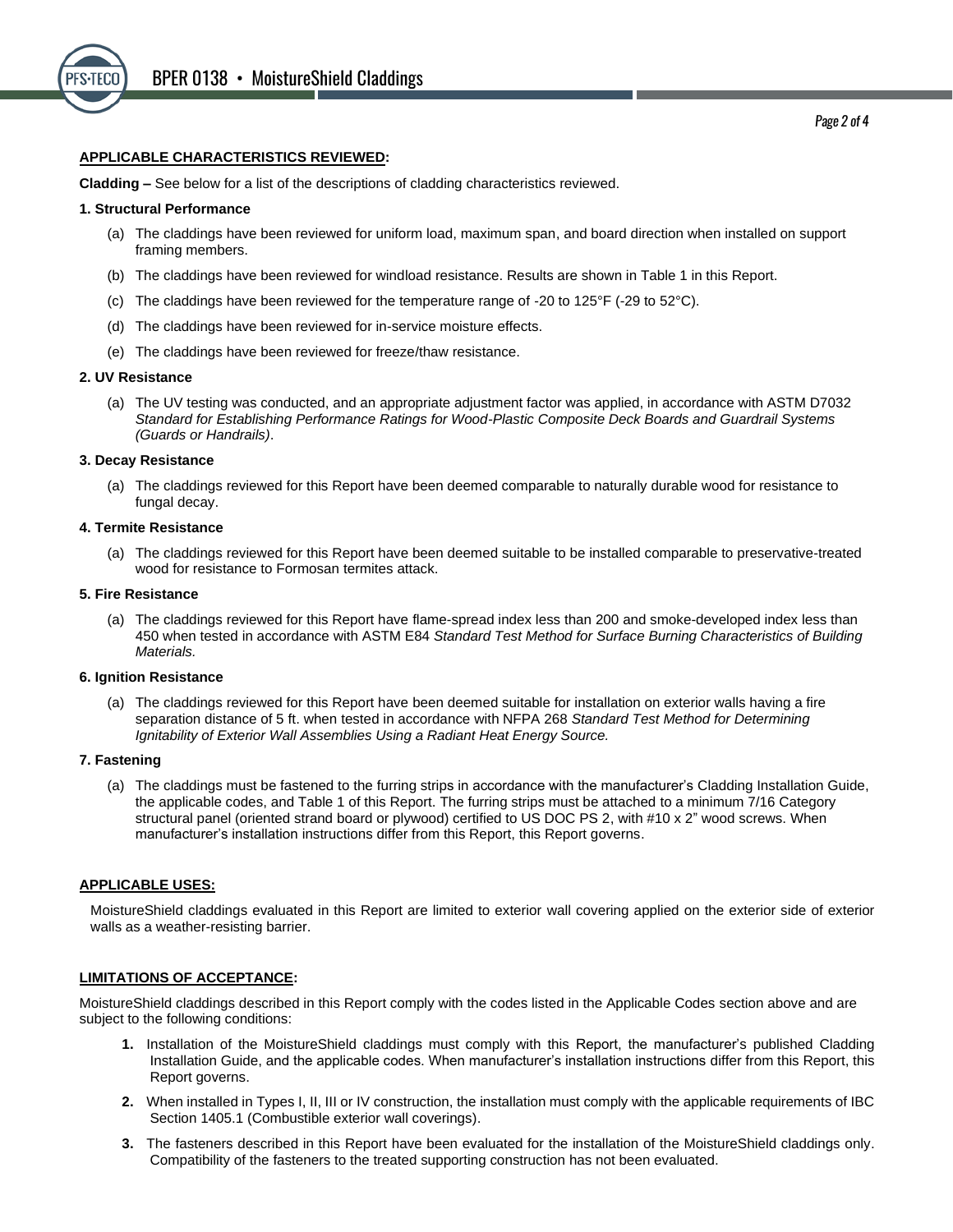**APPLICABLE CHARACTERISTICS REVIEWED:**

**Cladding –** See below for a list of the descriptions of cladding characteristics reviewed.

**1. Structural Performance**

(a) The claddings have been reviewed for uniform load, maximum span, and board direction when installed on support framing members.

(b) The claddings have been reviewed for windload resistance. Results are shown in Table 1 in this Report.

(c) The claddings have been reviewed for the temperature range of -20 to 125°F (-29 to 52°C).

(d) The claddings have been reviewed for in-service moisture effects.

(e) The claddings have been reviewed for freeze/thaw resistance.

**2. UV Resistance**

(a) The UV testing was conducted, and an appropriate adjustment factor was applied, in accordance with ASTM D7032 *Standard for Establishing Performance Ratings for Wood-Plastic Composite Deck Boards and Guardrail Systems (Guards or Handrails)*.

**3. Decay Resistance**

(a) The claddings reviewed for this Report have been deemed comparable to naturally durable wood for resistance to fungal decay.

**4. Termite Resistance**

(a) The claddings reviewed for this Report have been deemed suitable to be installed comparable to preservative-treated wood for resistance to Formosan termites attack.

**5. Fire Resistance**

(a) The claddings reviewed for this Report have flame-spread index less than 200 and smoke-developed index less than 450 when tested in accordance with ASTM E84 *Standard Test Method for Surface Burning Characteristics of Building Materials.*

**6. Ignition Resistance**

(a) The claddings reviewed for this Report have been deemed suitable for installation on exterior walls having a fire separation distance of 5 ft. when tested in accordance with NFPA 268 *Standard Test Method for Determining Ignitability of Exterior Wall Assemblies Using a Radiant Heat Energy Source.*

**7. Fastening**

(a) The claddings must be fastened to the furring strips in accordance with the manufacturer's Cladding Installation Guide, the applicable codes, and Table 1 of this Report. The furring strips must be attached to a minimum 7/16 Category structural panel (oriented strand board or plywood) certified to US DOC PS 2, with #10 x 2" wood screws. When manufacturer's installation instructions differ from this Report, this Report governs.

**APPLICABLE USES:**

MoistureShield claddings evaluated in this Report are limited to exterior wall covering applied on the exterior side of exterior walls as a weather-resisting barrier.

**LIMITATIONS OF ACCEPTANCE:**

MoistureShield claddings described in this Report comply with the codes listed in the Applicable Codes section above and are subject to the following conditions:

1. Installation of the MoistureShield claddings must comply with this Report, the manufacturer's published Cladding Installation Guide, and the applicable codes. When manufacturer's installation instructions differ from this Report, this Report governs.
2. When installed in Types I, II, III or IV construction, the installation must comply with the applicable requirements of IBC Section 1405.1 (Combustible exterior wall coverings).
3. The fasteners described in this Report have been evaluated for the installation of the MoistureShield claddings only. Compatibility of the fasteners to the treated supporting construction has not been evaluated.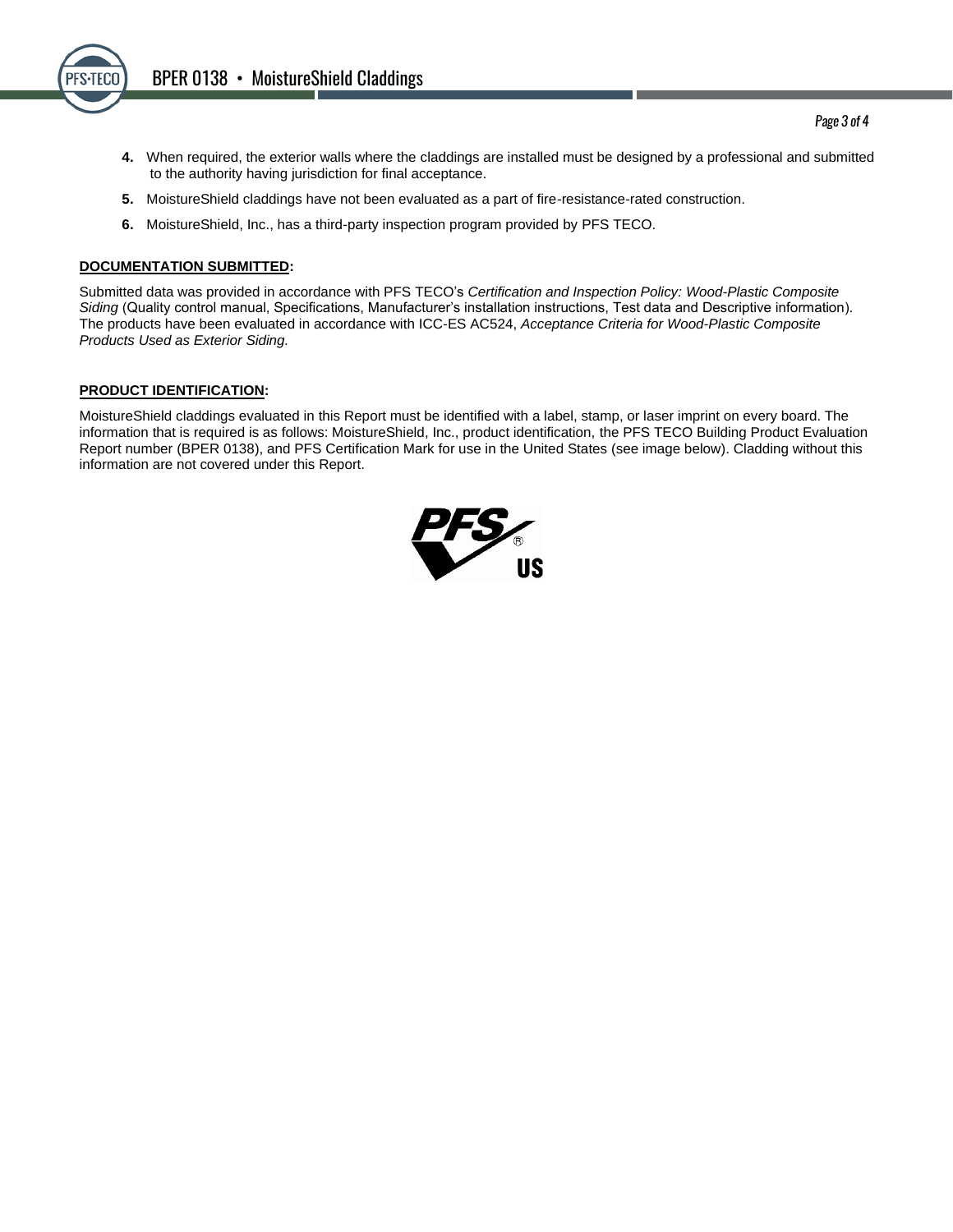4. When required, the exterior walls where the claddings are installed must be designed by a professional and submitted to the authority having jurisdiction for final acceptance.
5. MoistureShield claddings have not been evaluated as a part of fire-resistance-rated construction.
6. MoistureShield, Inc., has a third-party inspection program provided by PFS TECO.

**DOCUMENTATION SUBMITTED:**

Submitted data was provided in accordance with PFS TECO's *Certification and Inspection Policy: Wood-Plastic Composite Siding* (Quality control manual, Specifications, Manufacturer's installation instructions, Test data and Descriptive information). The products have been evaluated in accordance with ICC-ES AC524, *Acceptance Criteria for Wood-Plastic Composite Products Used as Exterior Siding.*

**PRODUCT IDENTIFICATION:**

MoistureShield claddings evaluated in this Report must be identified with a label, stamp, or laser imprint on every board. The information that is required is as follows: MoistureShield, Inc., product identification, the PFS TECO Building Product Evaluation Report number (BPER 0138), and PFS Certification Mark for use in the United States (see image below). Cladding without this information are not covered under this Report.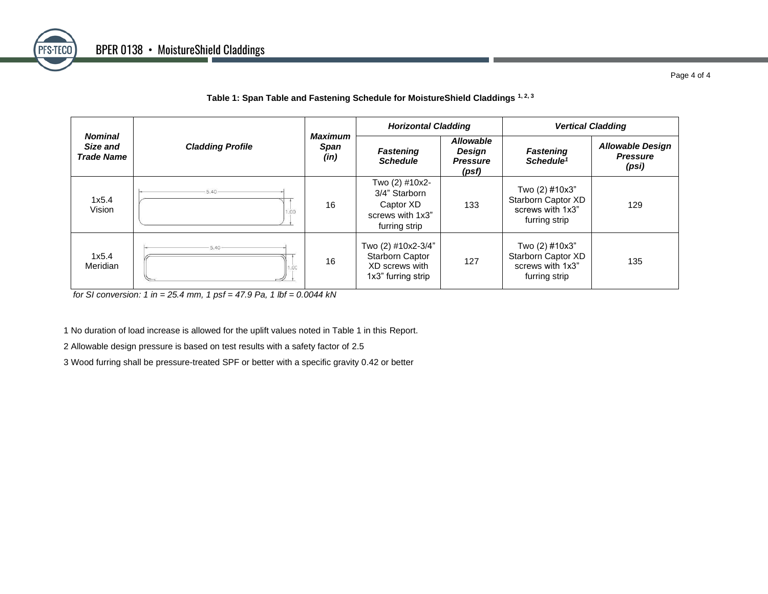**Table 1: Span Table and Fastening Schedule for MoistureShield Claddings [1, 2, 3]**

| Nominal Size and Trade Name | Cladding Profile | Maximum Span (in) | Horizontal Cladding | | Vertical Cladding | |
|---|---|---|---|---|---|---|
| | | | Fastening Schedule | Allowable Design Pressure (psf) | Fastening Schedule[1] | Allowable Design Pressure (psi) |
| 1x5.4 Vision | 5.40 / 1.00 | 16 | Two (2) #10x2-3/4" Starborn Captor XD screws with 1x3" furring strip | 133 | Two (2) #10x3" Starborn Captor XD screws with 1x3" furring strip | 129 |
| 1x5.4 Meridian | 5.40 / 1.00 | 16 | Two (2) #10x2-3/4" Starborn Captor XD screws with 1x3" furring strip | 127 | Two (2) #10x3" Starborn Captor XD screws with 1x3" furring strip | 135 |

*for SI conversion: 1 in = 25.4 mm, 1 psf = 47.9 Pa, 1 lbf = 0.0044 kN*

1 No duration of load increase is allowed for the uplift values noted in Table 1 in this Report.

2 Allowable design pressure is based on test results with a safety factor of 2.5

3 Wood furring shall be pressure-treated SPF or better with a specific gravity 0.42 or better